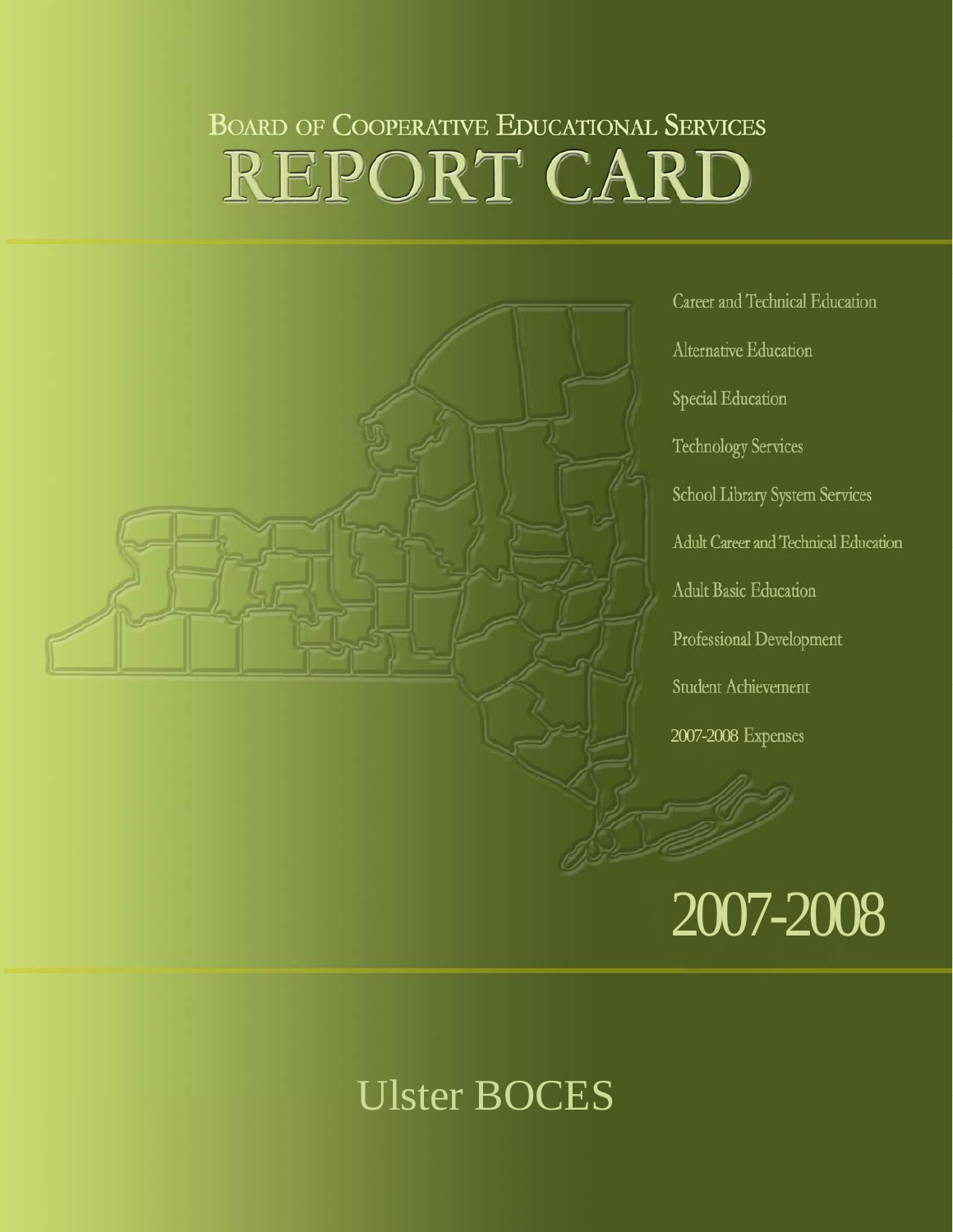# Board of Cooperative Educational Services

# REPORT CARD

- Career and Technical Education
- Alternative Education
- Special Education
- Technology Services
- School Library System Services
- Adult Career and Technical Education
- Adult Basic Education
- Professional Development
- Student Achievement
- 2007-2008 Expenses

## 2007-2008

## Ulster BOCES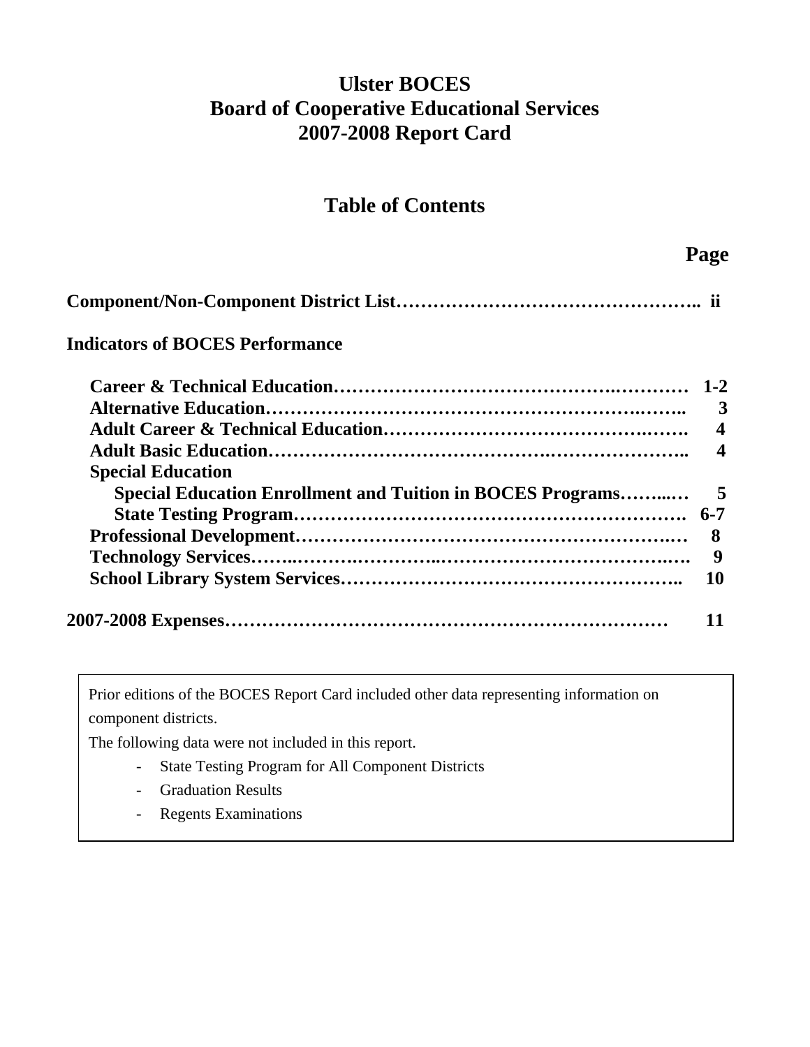# Ulster BOCES
# Board of Cooperative Educational Services
# 2007-2008 Report Card

## Table of Contents

| | Page |
|---|---|
| **Component/Non-Component District List** | **ii** |
| **Indicators of BOCES Performance** | |
| **Career & Technical Education** | **1-2** |
| **Alternative Education** | **3** |
| **Adult Career & Technical Education** | **4** |
| **Adult Basic Education** | **4** |
| **Special Education** | |
| **Special Education Enrollment and Tuition in BOCES Programs** | **5** |
| **State Testing Program** | **6-7** |
| **Professional Development** | **8** |
| **Technology Services** | **9** |
| **School Library System Services** | **10** |
| **2007-2008 Expenses** | **11** |

Prior editions of the BOCES Report Card included other data representing information on component districts.

The following data were not included in this report.

- State Testing Program for All Component Districts
- Graduation Results
- Regents Examinations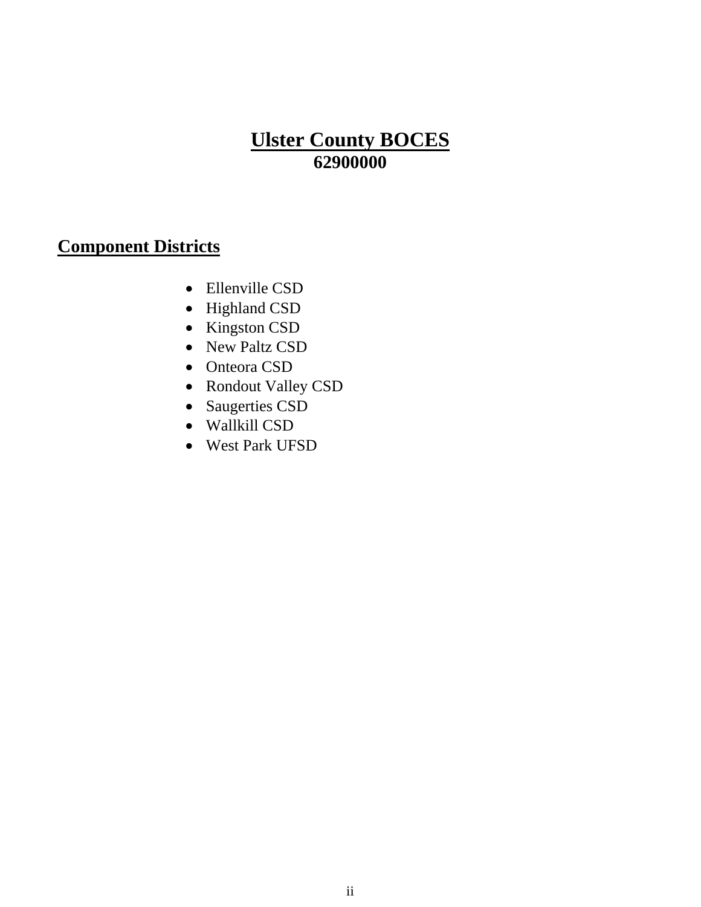# Ulster County BOCES

**62900000**

## Component Districts

- Ellenville CSD
- Highland CSD
- Kingston CSD
- New Paltz CSD
- Onteora CSD
- Rondout Valley CSD
- Saugerties CSD
- Wallkill CSD
- West Park UFSD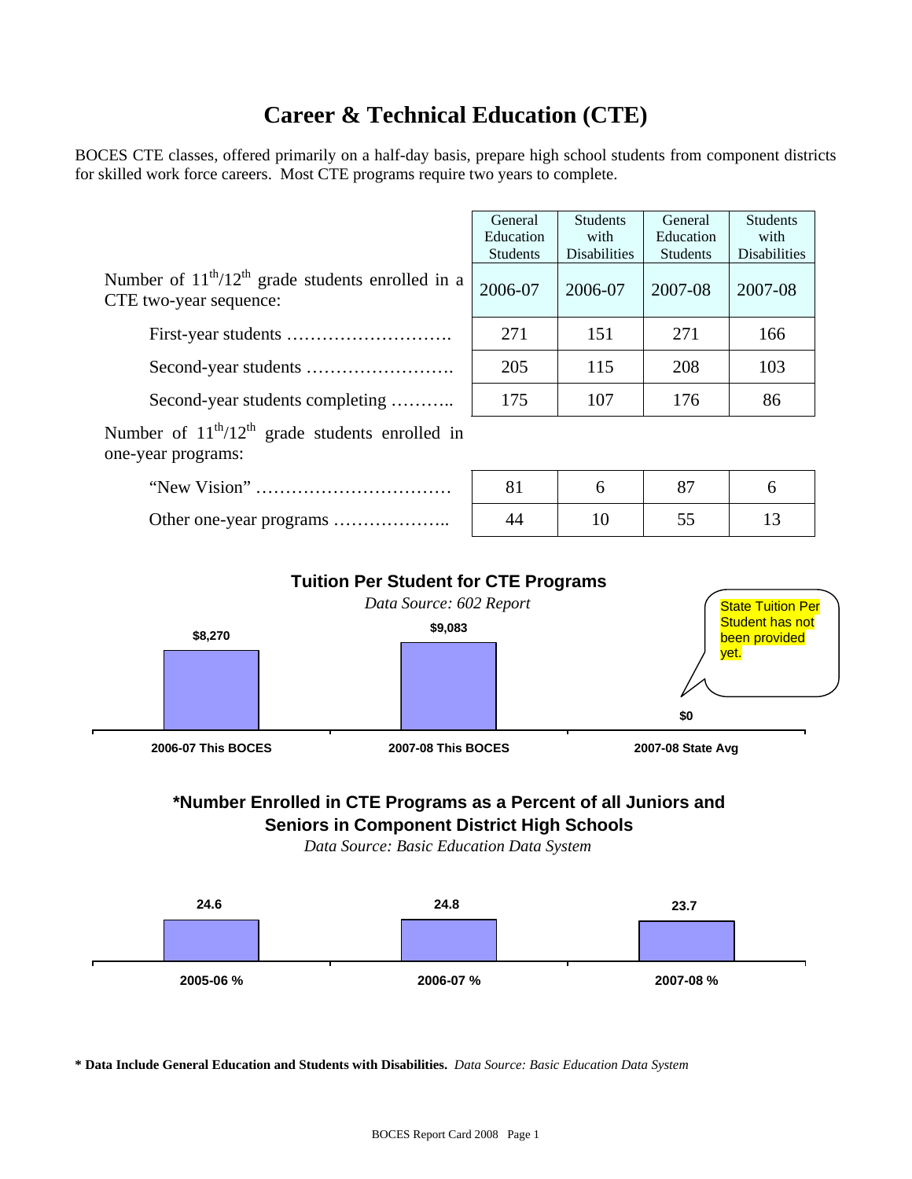# Career & Technical Education (CTE)

BOCES CTE classes, offered primarily on a half-day basis, prepare high school students from component districts for skilled work force careers. Most CTE programs require two years to complete.

| | General Education Students | Students with Disabilities | General Education Students | Students with Disabilities |
|---|---|---|---|---|
| Number of 11th/12th grade students enrolled in a CTE two-year sequence: | 2006-07 | 2006-07 | 2007-08 | 2007-08 |
| First-year students ………………………. | 271 | 151 | 271 | 166 |
| Second-year students ……………………. | 205 | 115 | 208 | 103 |
| Second-year students completing ……….. | 175 | 107 | 176 | 86 |
| Number of 11th/12th grade students enrolled in one-year programs: | | | | |
| "New Vision" …………………………… | 81 | 6 | 87 | 6 |
| Other one-year programs ……………….. | 44 | 10 | 55 | 13 |

## Tuition Per Student for CTE Programs

*Data Source: 602 Report*

| 2006-07 This BOCES | 2007-08 This BOCES | 2007-08 State Avg |
|---|---|---|
| $8,270 | $9,083 | $0 |

State Tuition Per Student has not been provided yet.

## *Number Enrolled in CTE Programs as a Percent of all Juniors and Seniors in Component District High Schools

*Data Source: Basic Education Data System*

| 2005-06 % | 2006-07 % | 2007-08 % |
|---|---|---|
| 24.6 | 24.8 | 23.7 |

**\* Data Include General Education and Students with Disabilities.** *Data Source: Basic Education Data System*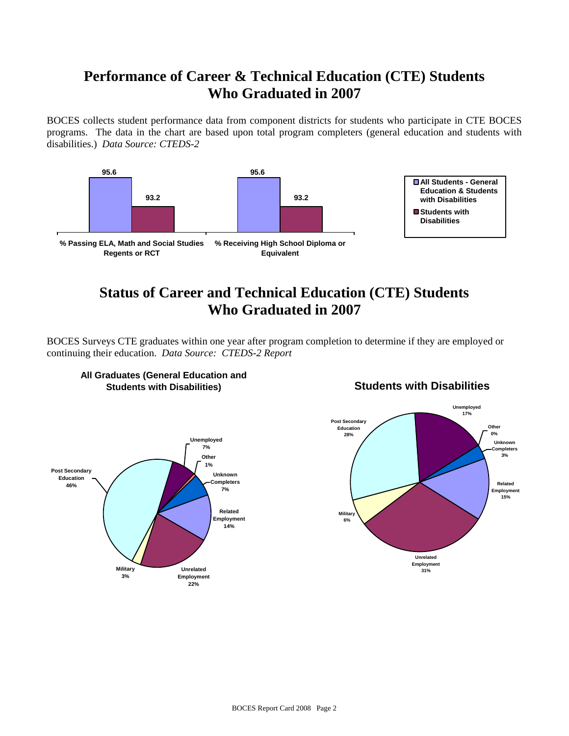# Performance of Career & Technical Education (CTE) Students Who Graduated in 2007

BOCES collects student performance data from component districts for students who participate in CTE BOCES programs. The data in the chart are based upon total program completers (general education and students with disabilities.) *Data Source: CTEDS-2*

| | All Students - General Education & Students with Disabilities | Students with Disabilities |
|---|---|---|
| % Passing ELA, Math and Social Studies Regents or RCT | 95.6 | 93.2 |
| % Receiving High School Diploma or Equivalent | 95.6 | 93.2 |

# Status of Career and Technical Education (CTE) Students Who Graduated in 2007

BOCES Surveys CTE graduates within one year after program completion to determine if they are employed or continuing their education. *Data Source: CTEDS-2 Report*

| Status | All Graduates (General Education and Students with Disabilities) | Students with Disabilities |
|---|---|---|
| Post Secondary Education | 46% | 28% |
| Unemployed | 7% | 17% |
| Other | 1% | 0% |
| Unknown Completers | 7% | 3% |
| Related Employment | 14% | 15% |
| Unrelated Employment | 22% | 31% |
| Military | 3% | 6% |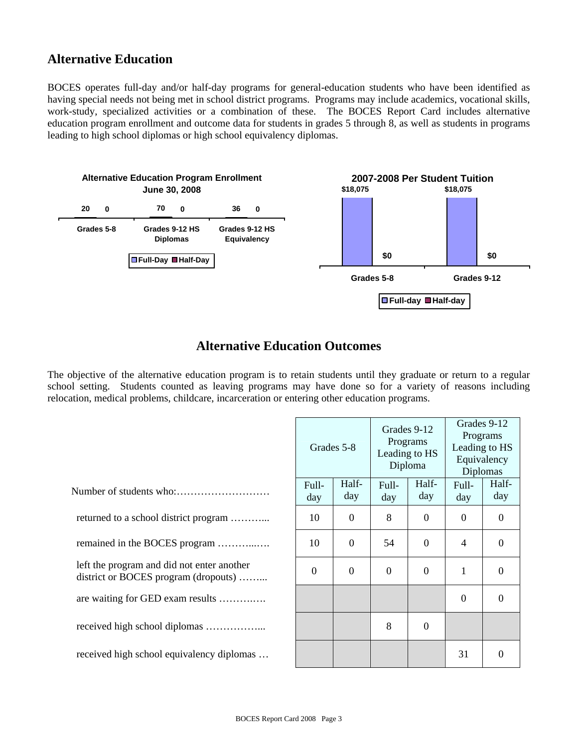## Alternative Education

BOCES operates full-day and/or half-day programs for general-education students who have been identified as having special needs not being met in school district programs. Programs may include academics, vocational skills, work-study, specialized activities or a combination of these. The BOCES Report Card includes alternative education program enrollment and outcome data for students in grades 5 through 8, as well as students in programs leading to high school diplomas or high school equivalency diplomas.

**Alternative Education Program Enrollment June 30, 2008**

| | Full-Day | Half-Day |
|---|---|---|
| Grades 5-8 | 20 | 0 |
| Grades 9-12 HS Diplomas | 70 | 0 |
| Grades 9-12 HS Equivalency | 36 | 0 |

**2007-2008 Per Student Tuition**

| | Full-day | Half-day |
|---|---|---|
| Grades 5-8 | $18,075 | $0 |
| Grades 9-12 | $18,075 | $0 |

## Alternative Education Outcomes

The objective of the alternative education program is to retain students until they graduate or return to a regular school setting. Students counted as leaving programs may have done so for a variety of reasons including relocation, medical problems, childcare, incarceration or entering other education programs.

| | Grades 5-8 | | Grades 9-12 Programs Leading to HS Diploma | | Grades 9-12 Programs Leading to HS Equivalency Diplomas | |
|---|---|---|---|---|---|---|
| Number of students who: | Full-day | Half-day | Full-day | Half-day | Full-day | Half-day |
| returned to a school district program | 10 | 0 | 8 | 0 | 0 | 0 |
| remained in the BOCES program | 10 | 0 | 54 | 0 | 4 | 0 |
| left the program and did not enter another district or BOCES program (dropouts) | 0 | 0 | 0 | 0 | 1 | 0 |
| are waiting for GED exam results | | | | | 0 | 0 |
| received high school diplomas | | | 8 | 0 | | |
| received high school equivalency diplomas | | | | | 31 | 0 |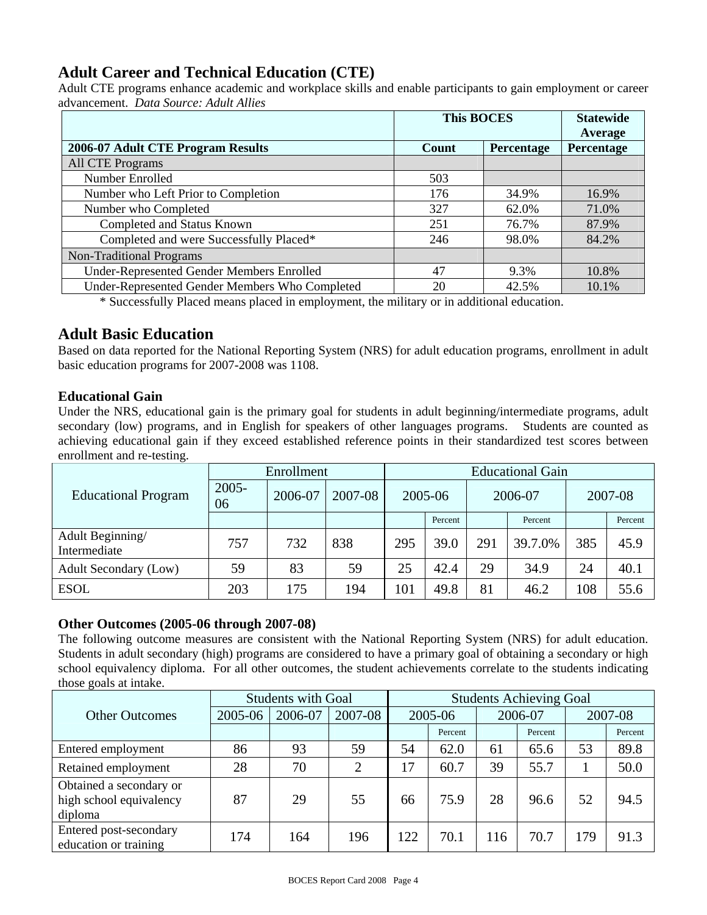## Adult Career and Technical Education (CTE)

Adult CTE programs enhance academic and workplace skills and enable participants to gain employment or career advancement. *Data Source: Adult Allies*

| | This BOCES | | Statewide Average |
|---|---|---|---|
| **2006-07 Adult CTE Program Results** | **Count** | **Percentage** | **Percentage** |
| All CTE Programs | | | |
| Number Enrolled | 503 | | |
| Number who Left Prior to Completion | 176 | 34.9% | 16.9% |
| Number who Completed | 327 | 62.0% | 71.0% |
| Completed and Status Known | 251 | 76.7% | 87.9% |
| Completed and were Successfully Placed* | 246 | 98.0% | 84.2% |
| Non-Traditional Programs | | | |
| Under-Represented Gender Members Enrolled | 47 | 9.3% | 10.8% |
| Under-Represented Gender Members Who Completed | 20 | 42.5% | 10.1% |

* Successfully Placed means placed in employment, the military or in additional education.

## Adult Basic Education

Based on data reported for the National Reporting System (NRS) for adult education programs, enrollment in adult basic education programs for 2007-2008 was 1108.

### Educational Gain

Under the NRS, educational gain is the primary goal for students in adult beginning/intermediate programs, adult secondary (low) programs, and in English for speakers of other languages programs. Students are counted as achieving educational gain if they exceed established reference points in their standardized test scores between enrollment and re-testing.

| Educational Program | Enrollment | | | Educational Gain | | | | | |
|---|---|---|---|---|---|---|---|---|---|
| | 2005-06 | 2006-07 | 2007-08 | 2005-06 | | 2006-07 | | 2007-08 | |
| | | | | | Percent | | Percent | | Percent |
| Adult Beginning/ Intermediate | 757 | 732 | 838 | 295 | 39.0 | 291 | 39.7.0% | 385 | 45.9 |
| Adult Secondary (Low) | 59 | 83 | 59 | 25 | 42.4 | 29 | 34.9 | 24 | 40.1 |
| ESOL | 203 | 175 | 194 | 101 | 49.8 | 81 | 46.2 | 108 | 55.6 |

### Other Outcomes (2005-06 through 2007-08)

The following outcome measures are consistent with the National Reporting System (NRS) for adult education. Students in adult secondary (high) programs are considered to have a primary goal of obtaining a secondary or high school equivalency diploma. For all other outcomes, the student achievements correlate to the students indicating those goals at intake.

| Other Outcomes | Students with Goal | | | Students Achieving Goal | | | | | |
|---|---|---|---|---|---|---|---|---|---|
| | 2005-06 | 2006-07 | 2007-08 | 2005-06 | | 2006-07 | | 2007-08 | |
| | | | | | Percent | | Percent | | Percent |
| Entered employment | 86 | 93 | 59 | 54 | 62.0 | 61 | 65.6 | 53 | 89.8 |
| Retained employment | 28 | 70 | 2 | 17 | 60.7 | 39 | 55.7 | 1 | 50.0 |
| Obtained a secondary or high school equivalency diploma | 87 | 29 | 55 | 66 | 75.9 | 28 | 96.6 | 52 | 94.5 |
| Entered post-secondary education or training | 174 | 164 | 196 | 122 | 70.1 | 116 | 70.7 | 179 | 91.3 |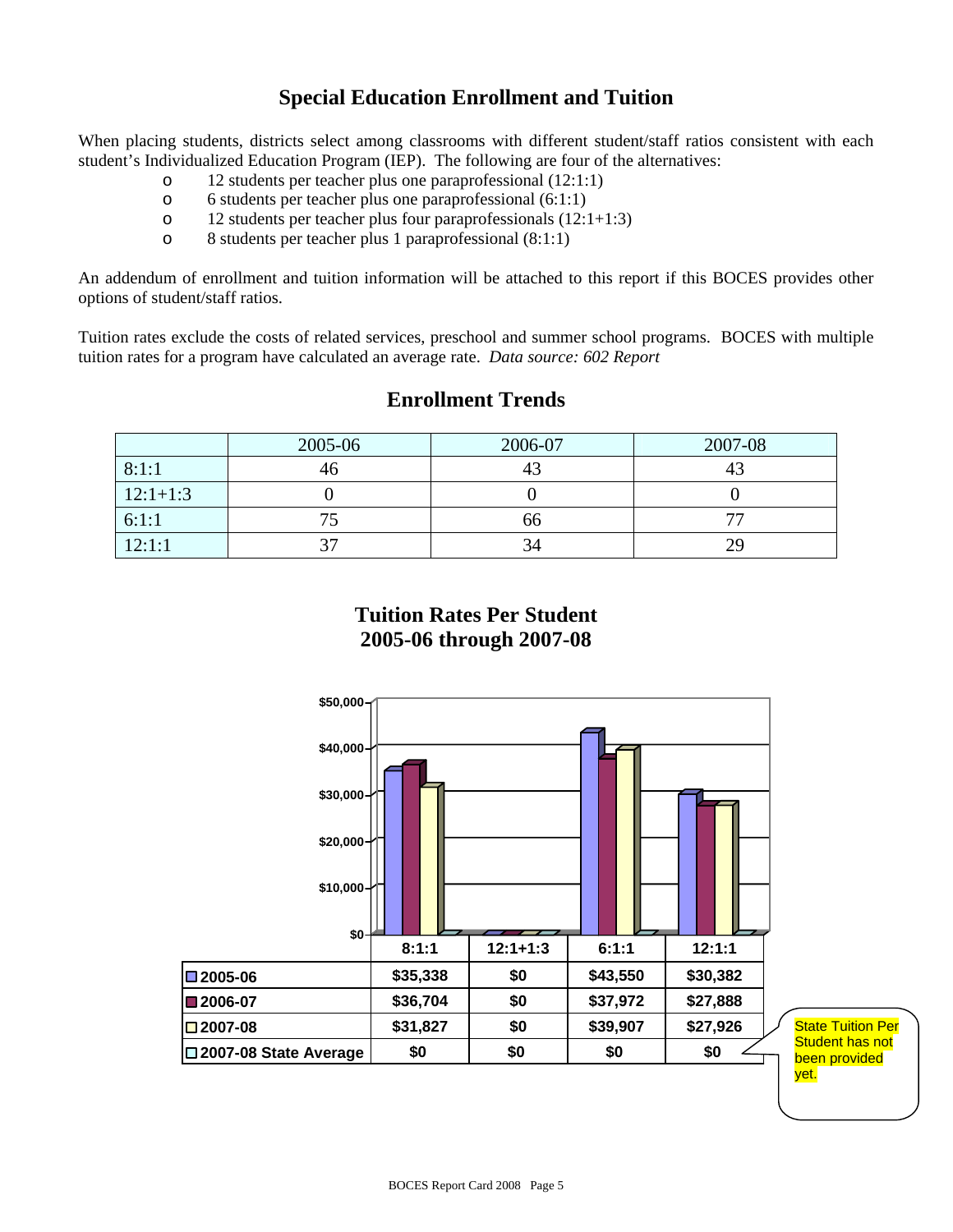# Special Education Enrollment and Tuition

When placing students, districts select among classrooms with different student/staff ratios consistent with each student's Individualized Education Program (IEP). The following are four of the alternatives:

- 12 students per teacher plus one paraprofessional (12:1:1)
- 6 students per teacher plus one paraprofessional (6:1:1)
- 12 students per teacher plus four paraprofessionals (12:1+1:3)
- 8 students per teacher plus 1 paraprofessional (8:1:1)

An addendum of enrollment and tuition information will be attached to this report if this BOCES provides other options of student/staff ratios.

Tuition rates exclude the costs of related services, preschool and summer school programs. BOCES with multiple tuition rates for a program have calculated an average rate. *Data source: 602 Report*

## Enrollment Trends

| | 2005-06 | 2006-07 | 2007-08 |
|---|---|---|---|
| 8:1:1 | 46 | 43 | 43 |
| 12:1+1:3 | 0 | 0 | 0 |
| 6:1:1 | 75 | 66 | 77 |
| 12:1:1 | 37 | 34 | 29 |

## Tuition Rates Per Student 2005-06 through 2007-08

| | 8:1:1 | 12:1+1:3 | 6:1:1 | 12:1:1 |
|---|---|---|---|---|
| 2005-06 | $35,338 | $0 | $43,550 | $30,382 |
| 2006-07 | $36,704 | $0 | $37,972 | $27,888 |
| 2007-08 | $31,827 | $0 | $39,907 | $27,926 |
| 2007-08 State Average | $0 | $0 | $0 | $0 |

State Tuition Per Student has not been provided yet.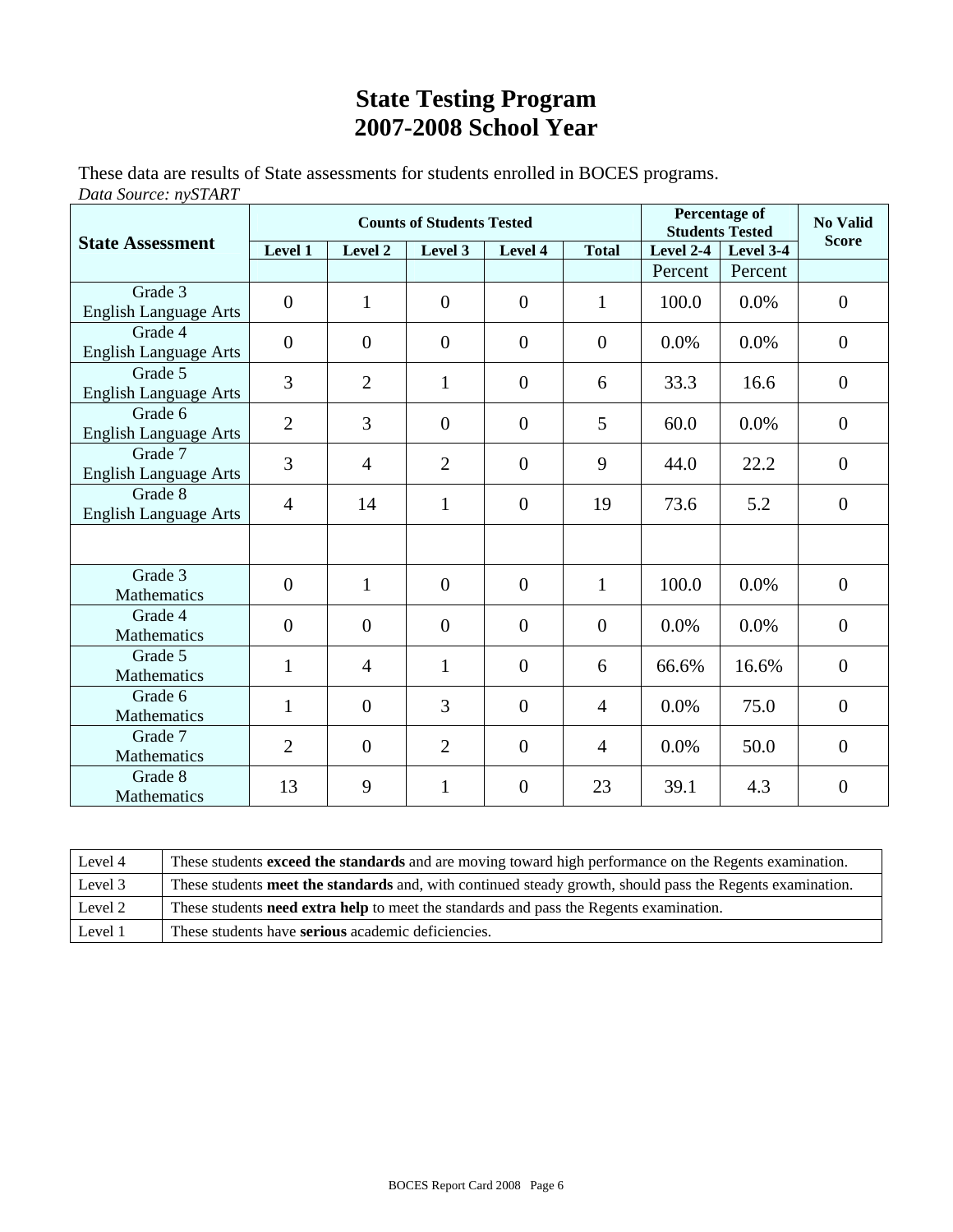# State Testing Program
# 2007-2008 School Year

These data are results of State assessments for students enrolled in BOCES programs.

*Data Source: nySTART*

| State Assessment | Counts of Students Tested | | | | | Percentage of Students Tested | | No Valid Score |
|---|---|---|---|---|---|---|---|---|
| | Level 1 | Level 2 | Level 3 | Level 4 | Total | Level 2-4 | Level 3-4 | |
| | | | | | | Percent | Percent | |
| Grade 3 English Language Arts | 0 | 1 | 0 | 0 | 1 | 100.0 | 0.0% | 0 |
| Grade 4 English Language Arts | 0 | 0 | 0 | 0 | 0 | 0.0% | 0.0% | 0 |
| Grade 5 English Language Arts | 3 | 2 | 1 | 0 | 6 | 33.3 | 16.6 | 0 |
| Grade 6 English Language Arts | 2 | 3 | 0 | 0 | 5 | 60.0 | 0.0% | 0 |
| Grade 7 English Language Arts | 3 | 4 | 2 | 0 | 9 | 44.0 | 22.2 | 0 |
| Grade 8 English Language Arts | 4 | 14 | 1 | 0 | 19 | 73.6 | 5.2 | 0 |
| | | | | | | | | |
| Grade 3 Mathematics | 0 | 1 | 0 | 0 | 1 | 100.0 | 0.0% | 0 |
| Grade 4 Mathematics | 0 | 0 | 0 | 0 | 0 | 0.0% | 0.0% | 0 |
| Grade 5 Mathematics | 1 | 4 | 1 | 0 | 6 | 66.6% | 16.6% | 0 |
| Grade 6 Mathematics | 1 | 0 | 3 | 0 | 4 | 0.0% | 75.0 | 0 |
| Grade 7 Mathematics | 2 | 0 | 2 | 0 | 4 | 0.0% | 50.0 | 0 |
| Grade 8 Mathematics | 13 | 9 | 1 | 0 | 23 | 39.1 | 4.3 | 0 |

| | |
|---|---|
| Level 4 | These students **exceed the standards** and are moving toward high performance on the Regents examination. |
| Level 3 | These students **meet the standards** and, with continued steady growth, should pass the Regents examination. |
| Level 2 | These students **need extra help** to meet the standards and pass the Regents examination. |
| Level 1 | These students have **serious** academic deficiencies. |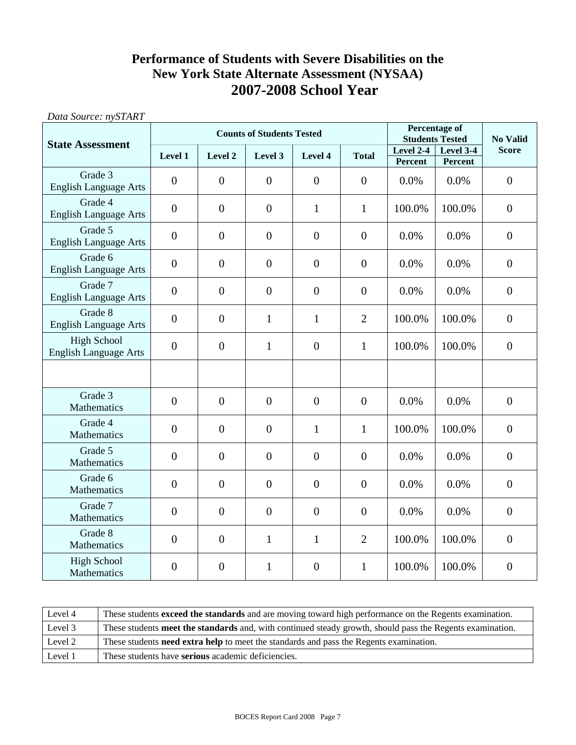# Performance of Students with Severe Disabilities on the New York State Alternate Assessment (NYSAA)
## 2007-2008 School Year

*Data Source: nySTART*

| State Assessment | Counts of Students Tested | | | | | Percentage of Students Tested | | No Valid Score |
|---|---|---|---|---|---|---|---|---|
| | Level 1 | Level 2 | Level 3 | Level 4 | Total | Level 2-4 Percent | Level 3-4 Percent | |
| Grade 3 English Language Arts | 0 | 0 | 0 | 0 | 0 | 0.0% | 0.0% | 0 |
| Grade 4 English Language Arts | 0 | 0 | 0 | 1 | 1 | 100.0% | 100.0% | 0 |
| Grade 5 English Language Arts | 0 | 0 | 0 | 0 | 0 | 0.0% | 0.0% | 0 |
| Grade 6 English Language Arts | 0 | 0 | 0 | 0 | 0 | 0.0% | 0.0% | 0 |
| Grade 7 English Language Arts | 0 | 0 | 0 | 0 | 0 | 0.0% | 0.0% | 0 |
| Grade 8 English Language Arts | 0 | 0 | 1 | 1 | 2 | 100.0% | 100.0% | 0 |
| High School English Language Arts | 0 | 0 | 1 | 0 | 1 | 100.0% | 100.0% | 0 |
| | | | | | | | | |
| Grade 3 Mathematics | 0 | 0 | 0 | 0 | 0 | 0.0% | 0.0% | 0 |
| Grade 4 Mathematics | 0 | 0 | 0 | 1 | 1 | 100.0% | 100.0% | 0 |
| Grade 5 Mathematics | 0 | 0 | 0 | 0 | 0 | 0.0% | 0.0% | 0 |
| Grade 6 Mathematics | 0 | 0 | 0 | 0 | 0 | 0.0% | 0.0% | 0 |
| Grade 7 Mathematics | 0 | 0 | 0 | 0 | 0 | 0.0% | 0.0% | 0 |
| Grade 8 Mathematics | 0 | 0 | 1 | 1 | 2 | 100.0% | 100.0% | 0 |
| High School Mathematics | 0 | 0 | 1 | 0 | 1 | 100.0% | 100.0% | 0 |

| Level | Description |
|---|---|
| Level 4 | These students **exceed the standards** and are moving toward high performance on the Regents examination. |
| Level 3 | These students **meet the standards** and, with continued steady growth, should pass the Regents examination. |
| Level 2 | These students **need extra help** to meet the standards and pass the Regents examination. |
| Level 1 | These students have **serious** academic deficiencies. |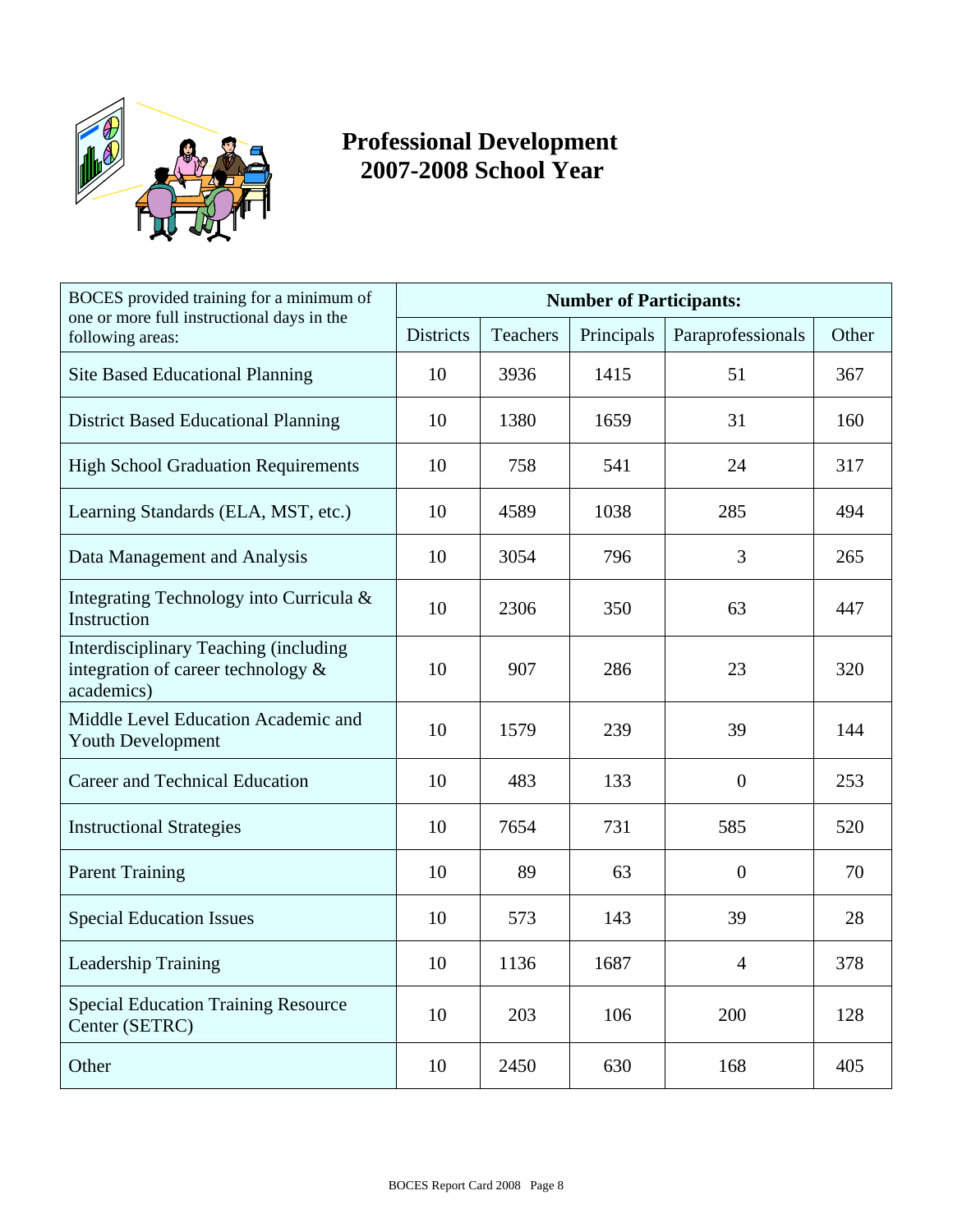# Professional Development 2007-2008 School Year

| BOCES provided training for a minimum of one or more full instructional days in the following areas: | Number of Participants: | | | | |
|---|---|---|---|---|---|
| | Districts | Teachers | Principals | Paraprofessionals | Other |
| Site Based Educational Planning | 10 | 3936 | 1415 | 51 | 367 |
| District Based Educational Planning | 10 | 1380 | 1659 | 31 | 160 |
| High School Graduation Requirements | 10 | 758 | 541 | 24 | 317 |
| Learning Standards (ELA, MST, etc.) | 10 | 4589 | 1038 | 285 | 494 |
| Data Management and Analysis | 10 | 3054 | 796 | 3 | 265 |
| Integrating Technology into Curricula & Instruction | 10 | 2306 | 350 | 63 | 447 |
| Interdisciplinary Teaching (including integration of career technology & academics) | 10 | 907 | 286 | 23 | 320 |
| Middle Level Education Academic and Youth Development | 10 | 1579 | 239 | 39 | 144 |
| Career and Technical Education | 10 | 483 | 133 | 0 | 253 |
| Instructional Strategies | 10 | 7654 | 731 | 585 | 520 |
| Parent Training | 10 | 89 | 63 | 0 | 70 |
| Special Education Issues | 10 | 573 | 143 | 39 | 28 |
| Leadership Training | 10 | 1136 | 1687 | 4 | 378 |
| Special Education Training Resource Center (SETRC) | 10 | 203 | 106 | 200 | 128 |
| Other | 10 | 2450 | 630 | 168 | 405 |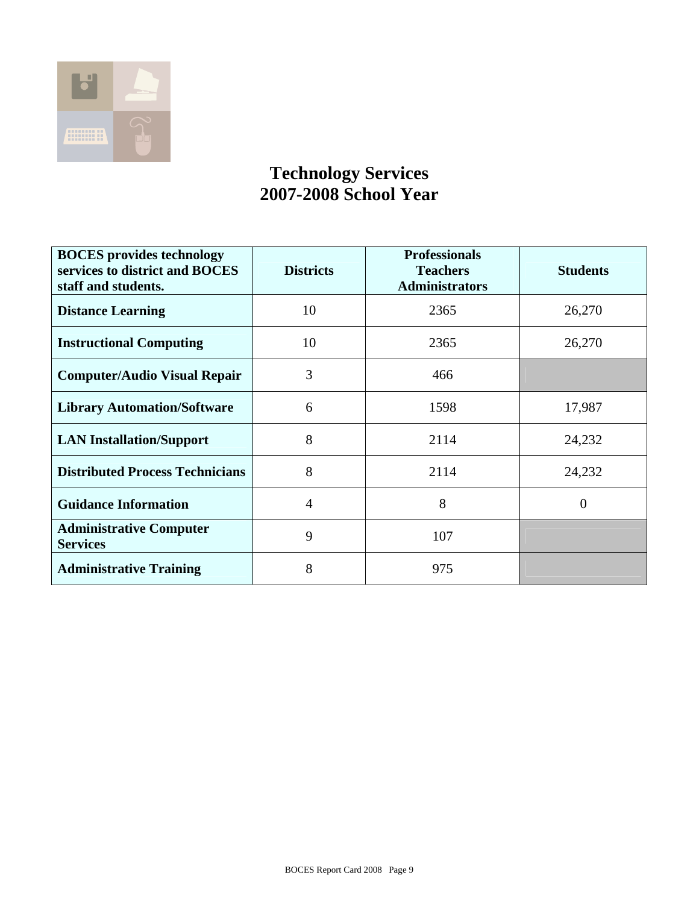# Technology Services
## 2007-2008 School Year

| BOCES provides technology services to district and BOCES staff and students. | Districts | Professionals Teachers Administrators | Students |
|---|---|---|---|
| **Distance Learning** | 10 | 2365 | 26,270 |
| **Instructional Computing** | 10 | 2365 | 26,270 |
| **Computer/Audio Visual Repair** | 3 | 466 | |
| **Library Automation/Software** | 6 | 1598 | 17,987 |
| **LAN Installation/Support** | 8 | 2114 | 24,232 |
| **Distributed Process Technicians** | 8 | 2114 | 24,232 |
| **Guidance Information** | 4 | 8 | 0 |
| **Administrative Computer Services** | 9 | 107 | |
| **Administrative Training** | 8 | 975 | |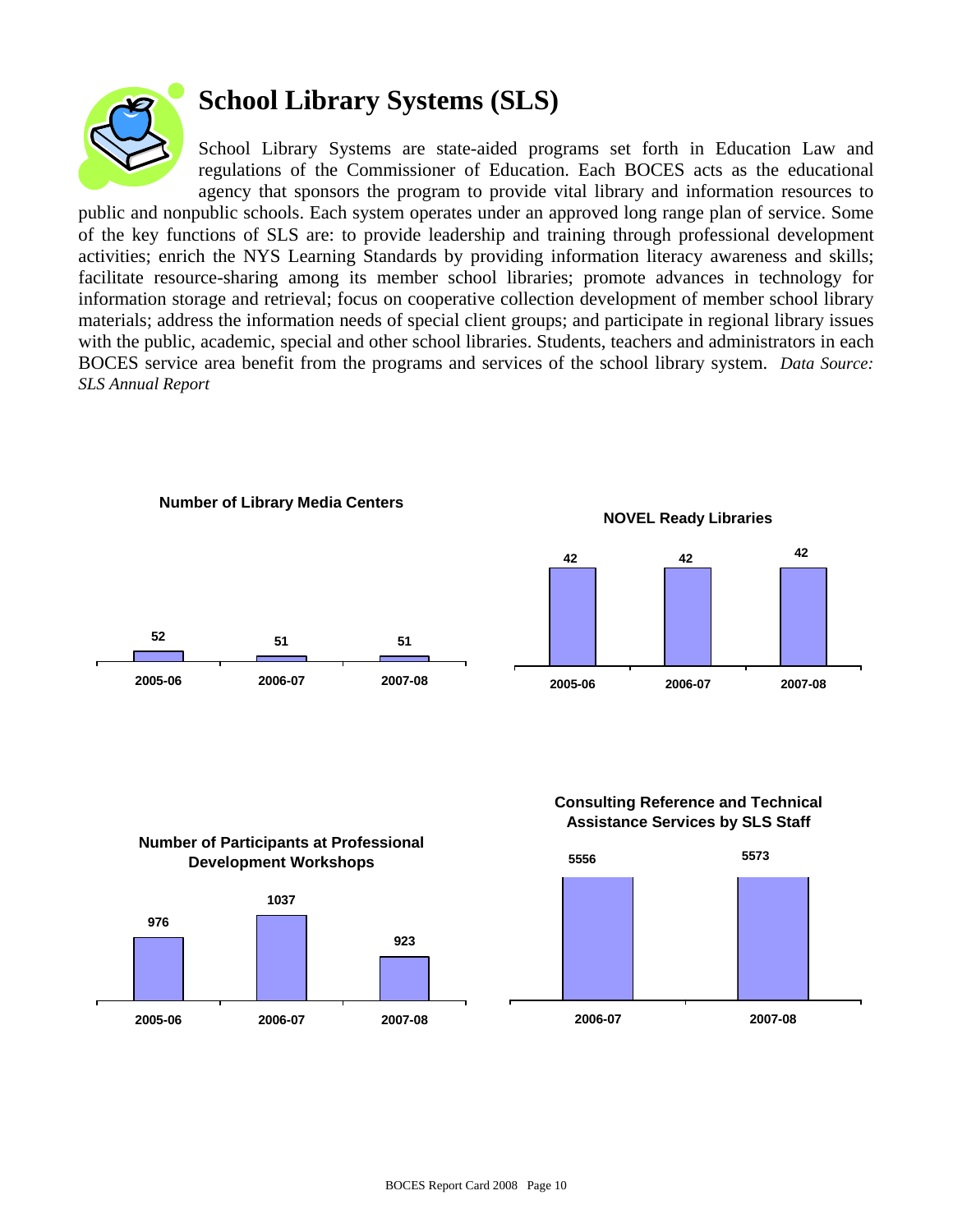# School Library Systems (SLS)

School Library Systems are state-aided programs set forth in Education Law and regulations of the Commissioner of Education. Each BOCES acts as the educational agency that sponsors the program to provide vital library and information resources to public and nonpublic schools. Each system operates under an approved long range plan of service. Some of the key functions of SLS are: to provide leadership and training through professional development activities; enrich the NYS Learning Standards by providing information literacy awareness and skills; facilitate resource-sharing among its member school libraries; promote advances in technology for information storage and retrieval; focus on cooperative collection development of member school library materials; address the information needs of special client groups; and participate in regional library issues with the public, academic, special and other school libraries. Students, teachers and administrators in each BOCES service area benefit from the programs and services of the school library system. *Data Source: SLS Annual Report*

**Number of Library Media Centers**

| 2005-06 | 2006-07 | 2007-08 |
|---|---|---|
| 52 | 51 | 51 |

**NOVEL Ready Libraries**

| 2005-06 | 2006-07 | 2007-08 |
|---|---|---|
| 42 | 42 | 42 |

**Number of Participants at Professional Development Workshops**

| 2005-06 | 2006-07 | 2007-08 |
|---|---|---|
| 976 | 1037 | 923 |

**Consulting Reference and Technical Assistance Services by SLS Staff**

| 2006-07 | 2007-08 |
|---|---|
| 5556 | 5573 |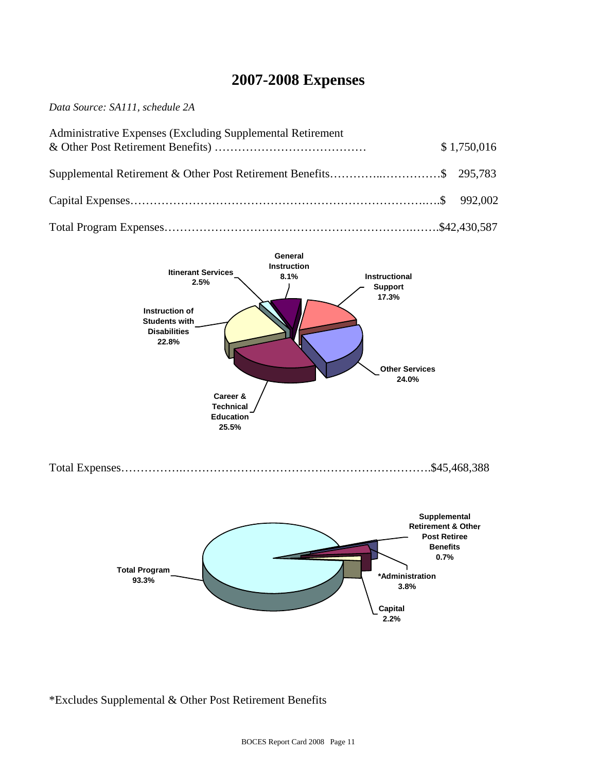# 2007-2008 Expenses

*Data Source: SA111, schedule 2A*

| | |
|---|---|
| Administrative Expenses (Excluding Supplemental Retirement & Other Post Retirement Benefits) | $ 1,750,016 |
| Supplemental Retirement & Other Post Retirement Benefits | $ 295,783 |
| Capital Expenses | $ 992,002 |
| Total Program Expenses | $42,430,587 |

General Instruction 8.1%

Instructional Support 17.3%

Other Services 24.0%

Career & Technical Education 25.5%

Instruction of Students with Disabilities 22.8%

Itinerant Services 2.5%

Total Expenses.......$45,468,388

Supplemental Retirement & Other Post Retiree Benefits 0.7%

*Administration 3.8%

Capital 2.2%

Total Program 93.3%

*Excludes Supplemental & Other Post Retirement Benefits